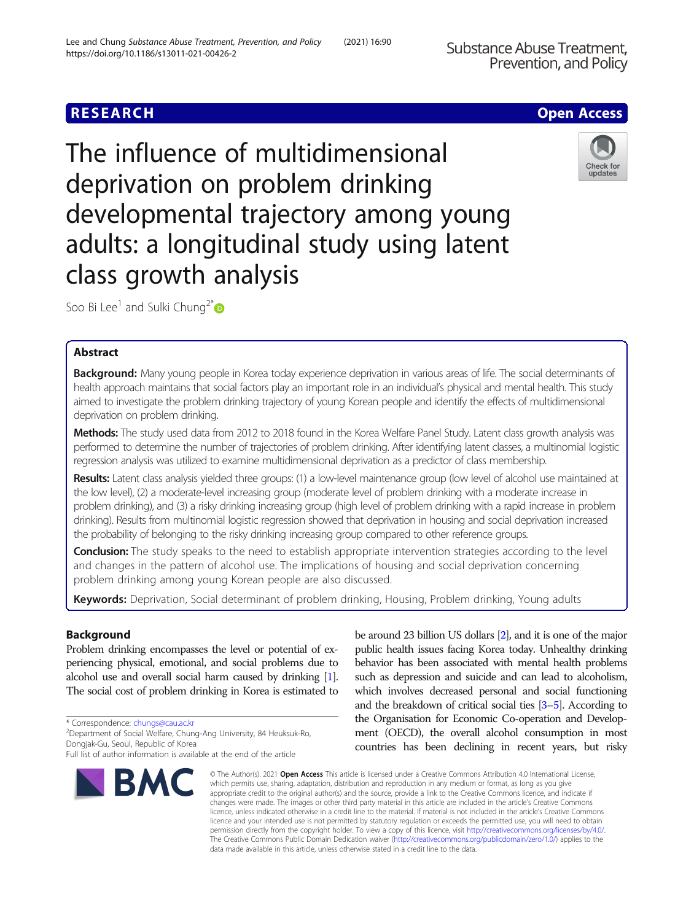RESEARCH | Open Access

# The influence of multidimensional deprivation on problem drinking developmental trajectory among young adults: a longitudinal study using latent class growth analysis

Soo Bi Lee[1] and Sulki Chung[2*]

## Abstract

**Background:** Many young people in Korea today experience deprivation in various areas of life. The social determinants of health approach maintains that social factors play an important role in an individual's physical and mental health. This study aimed to investigate the problem drinking trajectory of young Korean people and identify the effects of multidimensional deprivation on problem drinking.

**Methods:** The study used data from 2012 to 2018 found in the Korea Welfare Panel Study. Latent class growth analysis was performed to determine the number of trajectories of problem drinking. After identifying latent classes, a multinomial logistic regression analysis was utilized to examine multidimensional deprivation as a predictor of class membership.

**Results:** Latent class analysis yielded three groups: (1) a low-level maintenance group (low level of alcohol use maintained at the low level), (2) a moderate-level increasing group (moderate level of problem drinking with a moderate increase in problem drinking), and (3) a risky drinking increasing group (high level of problem drinking with a rapid increase in problem drinking). Results from multinomial logistic regression showed that deprivation in housing and social deprivation increased the probability of belonging to the risky drinking increasing group compared to other reference groups.

**Conclusion:** The study speaks to the need to establish appropriate intervention strategies according to the level and changes in the pattern of alcohol use. The implications of housing and social deprivation concerning problem drinking among young Korean people are also discussed.

**Keywords:** Deprivation, Social determinant of problem drinking, Housing, Problem drinking, Young adults

## Background

Problem drinking encompasses the level or potential of experiencing physical, emotional, and social problems due to alcohol use and overall social harm caused by drinking [1]. The social cost of problem drinking in Korea is estimated to be around 23 billion US dollars [2], and it is one of the major public health issues facing Korea today. Unhealthy drinking behavior has been associated with mental health problems such as depression and suicide and can lead to alcoholism, which involves decreased personal and social functioning and the breakdown of critical social ties [3–5]. According to the Organisation for Economic Co-operation and Development (OECD), the overall alcohol consumption in most countries has been declining in recent years, but risky

\* Correspondence: chungs@cau.ac.kr
[2]Department of Social Welfare, Chung-Ang University, 84 Heuksuk-Ro, Dongjak-Gu, Seoul, Republic of Korea
Full list of author information is available at the end of the article

© The Author(s). 2021 **Open Access** This article is licensed under a Creative Commons Attribution 4.0 International License, which permits use, sharing, adaptation, distribution and reproduction in any medium or format, as long as you give appropriate credit to the original author(s) and the source, provide a link to the Creative Commons licence, and indicate if changes were made. The images or other third party material in this article are included in the article's Creative Commons licence, unless indicated otherwise in a credit line to the material. If material is not included in the article's Creative Commons licence and your intended use is not permitted by statutory regulation or exceeds the permitted use, you will need to obtain permission directly from the copyright holder. To view a copy of this licence, visit http://creativecommons.org/licenses/by/4.0/. The Creative Commons Public Domain Dedication waiver (http://creativecommons.org/publicdomain/zero/1.0/) applies to the data made available in this article, unless otherwise stated in a credit line to the data.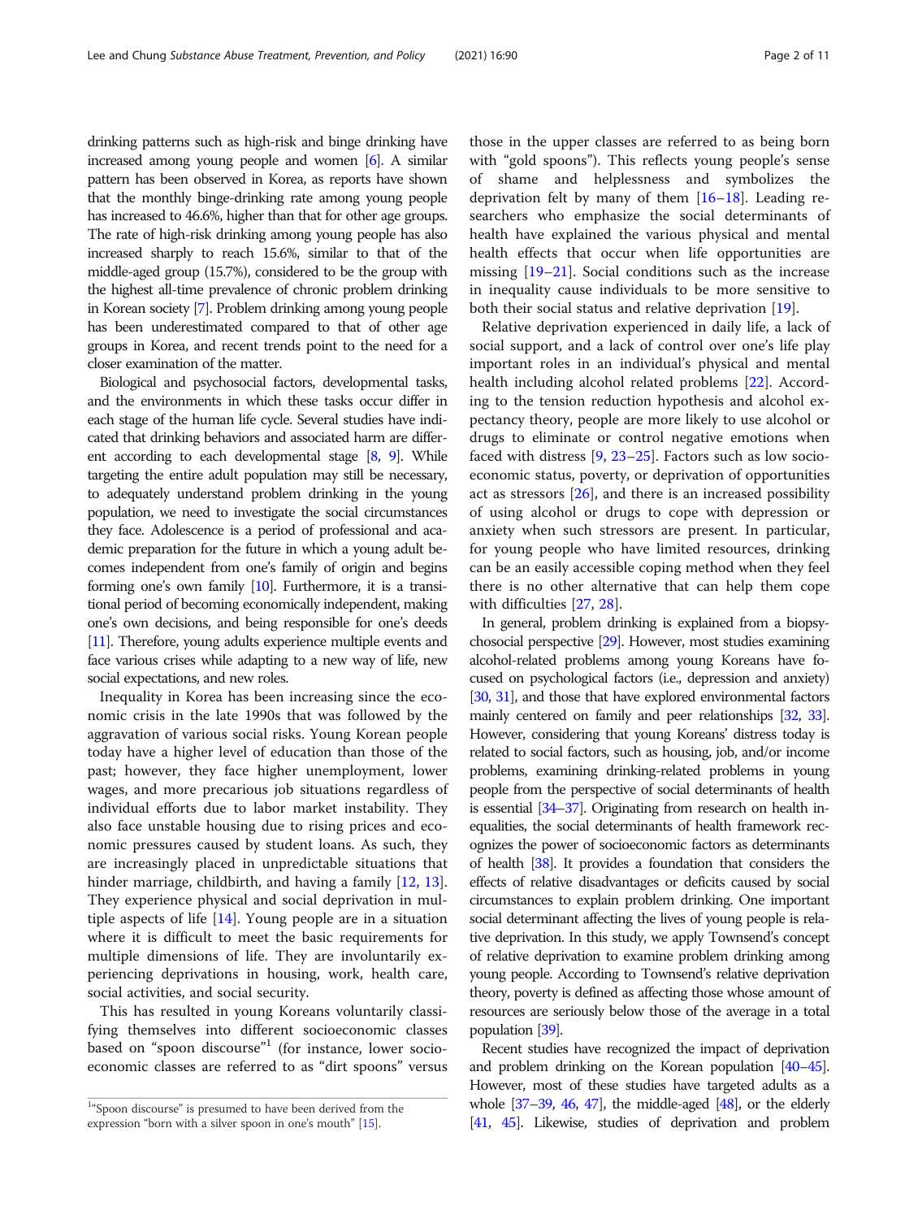drinking patterns such as high-risk and binge drinking have increased among young people and women [6]. A similar pattern has been observed in Korea, as reports have shown that the monthly binge-drinking rate among young people has increased to 46.6%, higher than that for other age groups. The rate of high-risk drinking among young people has also increased sharply to reach 15.6%, similar to that of the middle-aged group (15.7%), considered to be the group with the highest all-time prevalence of chronic problem drinking in Korean society [7]. Problem drinking among young people has been underestimated compared to that of other age groups in Korea, and recent trends point to the need for a closer examination of the matter.

Biological and psychosocial factors, developmental tasks, and the environments in which these tasks occur differ in each stage of the human life cycle. Several studies have indicated that drinking behaviors and associated harm are different according to each developmental stage [8, 9]. While targeting the entire adult population may still be necessary, to adequately understand problem drinking in the young population, we need to investigate the social circumstances they face. Adolescence is a period of professional and academic preparation for the future in which a young adult becomes independent from one's family of origin and begins forming one's own family [10]. Furthermore, it is a transitional period of becoming economically independent, making one's own decisions, and being responsible for one's deeds [11]. Therefore, young adults experience multiple events and face various crises while adapting to a new way of life, new social expectations, and new roles.

Inequality in Korea has been increasing since the economic crisis in the late 1990s that was followed by the aggravation of various social risks. Young Korean people today have a higher level of education than those of the past; however, they face higher unemployment, lower wages, and more precarious job situations regardless of individual efforts due to labor market instability. They also face unstable housing due to rising prices and economic pressures caused by student loans. As such, they are increasingly placed in unpredictable situations that hinder marriage, childbirth, and having a family [12, 13]. They experience physical and social deprivation in multiple aspects of life [14]. Young people are in a situation where it is difficult to meet the basic requirements for multiple dimensions of life. They are involuntarily experiencing deprivations in housing, work, health care, social activities, and social security.

This has resulted in young Koreans voluntarily classifying themselves into different socioeconomic classes based on "spoon discourse"[1] (for instance, lower socioeconomic classes are referred to as "dirt spoons" versus those in the upper classes are referred to as being born with "gold spoons"). This reflects young people's sense of shame and helplessness and symbolizes the deprivation felt by many of them [16–18]. Leading researchers who emphasize the social determinants of health have explained the various physical and mental health effects that occur when life opportunities are missing [19–21]. Social conditions such as the increase in inequality cause individuals to be more sensitive to both their social status and relative deprivation [19].

Relative deprivation experienced in daily life, a lack of social support, and a lack of control over one's life play important roles in an individual's physical and mental health including alcohol related problems [22]. According to the tension reduction hypothesis and alcohol expectancy theory, people are more likely to use alcohol or drugs to eliminate or control negative emotions when faced with distress [9, 23–25]. Factors such as low socioeconomic status, poverty, or deprivation of opportunities act as stressors [26], and there is an increased possibility of using alcohol or drugs to cope with depression or anxiety when such stressors are present. In particular, for young people who have limited resources, drinking can be an easily accessible coping method when they feel there is no other alternative that can help them cope with difficulties [27, 28].

In general, problem drinking is explained from a biopsychosocial perspective [29]. However, most studies examining alcohol-related problems among young Koreans have focused on psychological factors (i.e., depression and anxiety) [30, 31], and those that have explored environmental factors mainly centered on family and peer relationships [32, 33]. However, considering that young Koreans' distress today is related to social factors, such as housing, job, and/or income problems, examining drinking-related problems in young people from the perspective of social determinants of health is essential [34–37]. Originating from research on health inequalities, the social determinants of health framework recognizes the power of socioeconomic factors as determinants of health [38]. It provides a foundation that considers the effects of relative disadvantages or deficits caused by social circumstances to explain problem drinking. One important social determinant affecting the lives of young people is relative deprivation. In this study, we apply Townsend's concept of relative deprivation to examine problem drinking among young people. According to Townsend's relative deprivation theory, poverty is defined as affecting those whose amount of resources are seriously below those of the average in a total population [39].

Recent studies have recognized the impact of deprivation and problem drinking on the Korean population [40–45]. However, most of these studies have targeted adults as a whole [37–39, 46, 47], the middle-aged [48], or the elderly [41, 45]. Likewise, studies of deprivation and problem

[1] "Spoon discourse" is presumed to have been derived from the expression "born with a silver spoon in one's mouth" [15].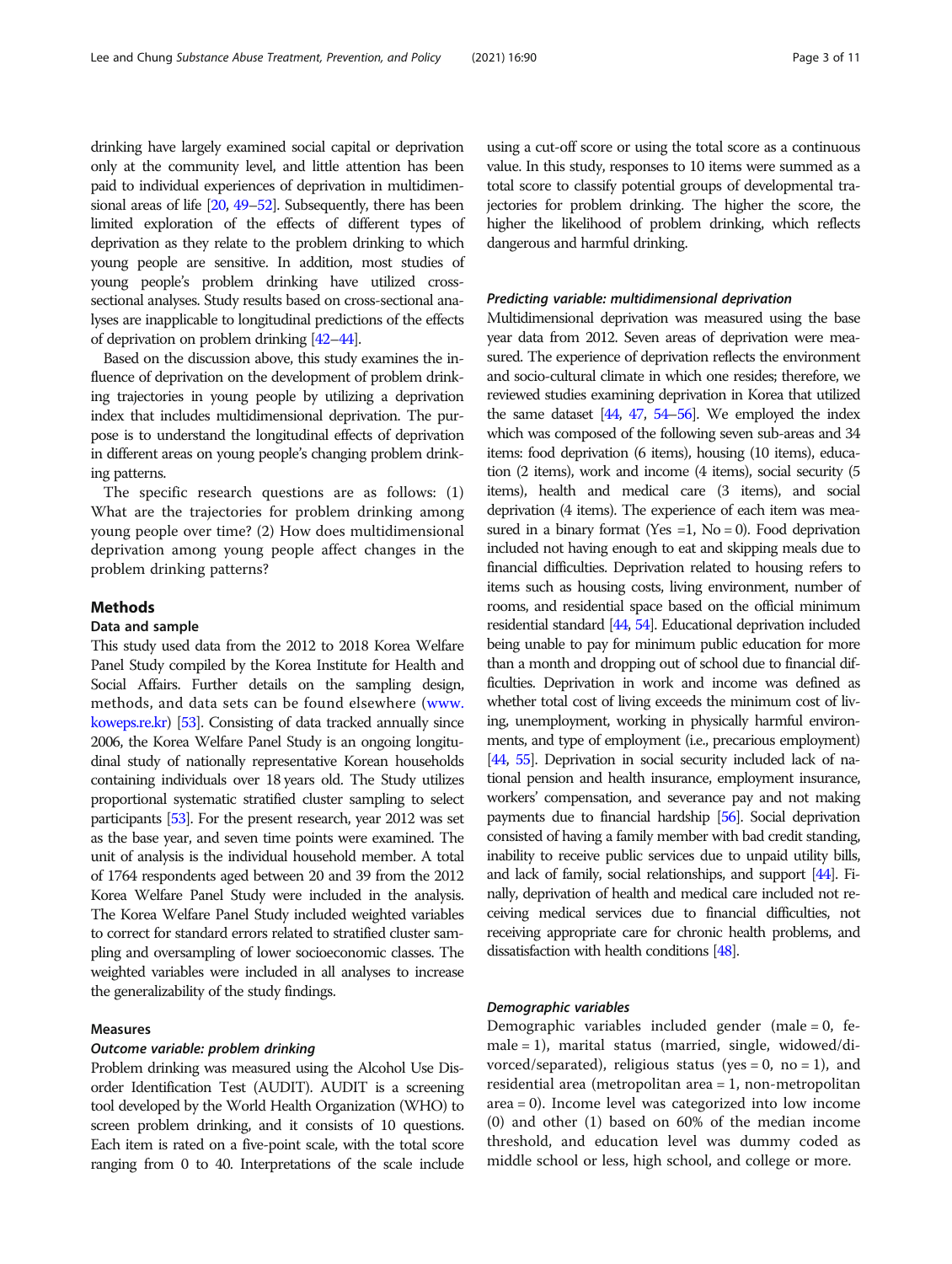drinking have largely examined social capital or deprivation only at the community level, and little attention has been paid to individual experiences of deprivation in multidimensional areas of life [20, 49–52]. Subsequently, there has been limited exploration of the effects of different types of deprivation as they relate to the problem drinking to which young people are sensitive. In addition, most studies of young people's problem drinking have utilized cross-sectional analyses. Study results based on cross-sectional analyses are inapplicable to longitudinal predictions of the effects of deprivation on problem drinking [42–44].

Based on the discussion above, this study examines the influence of deprivation on the development of problem drinking trajectories in young people by utilizing a deprivation index that includes multidimensional deprivation. The purpose is to understand the longitudinal effects of deprivation in different areas on young people's changing problem drinking patterns.

The specific research questions are as follows: (1) What are the trajectories for problem drinking among young people over time? (2) How does multidimensional deprivation among young people affect changes in the problem drinking patterns?

## Methods

### Data and sample

This study used data from the 2012 to 2018 Korea Welfare Panel Study compiled by the Korea Institute for Health and Social Affairs. Further details on the sampling design, methods, and data sets can be found elsewhere (www.koweps.re.kr) [53]. Consisting of data tracked annually since 2006, the Korea Welfare Panel Study is an ongoing longitudinal study of nationally representative Korean households containing individuals over 18 years old. The Study utilizes proportional systematic stratified cluster sampling to select participants [53]. For the present research, year 2012 was set as the base year, and seven time points were examined. The unit of analysis is the individual household member. A total of 1764 respondents aged between 20 and 39 from the 2012 Korea Welfare Panel Study were included in the analysis. The Korea Welfare Panel Study included weighted variables to correct for standard errors related to stratified cluster sampling and oversampling of lower socioeconomic classes. The weighted variables were included in all analyses to increase the generalizability of the study findings.

### Measures

#### *Outcome variable: problem drinking*

Problem drinking was measured using the Alcohol Use Disorder Identification Test (AUDIT). AUDIT is a screening tool developed by the World Health Organization (WHO) to screen problem drinking, and it consists of 10 questions. Each item is rated on a five-point scale, with the total score ranging from 0 to 40. Interpretations of the scale include using a cut-off score or using the total score as a continuous value. In this study, responses to 10 items were summed as a total score to classify potential groups of developmental trajectories for problem drinking. The higher the score, the higher the likelihood of problem drinking, which reflects dangerous and harmful drinking.

#### *Predicting variable: multidimensional deprivation*

Multidimensional deprivation was measured using the base year data from 2012. Seven areas of deprivation were measured. The experience of deprivation reflects the environment and socio-cultural climate in which one resides; therefore, we reviewed studies examining deprivation in Korea that utilized the same dataset [44, 47, 54–56]. We employed the index which was composed of the following seven sub-areas and 34 items: food deprivation (6 items), housing (10 items), education (2 items), work and income (4 items), social security (5 items), health and medical care (3 items), and social deprivation (4 items). The experience of each item was measured in a binary format (Yes =1, No = 0). Food deprivation included not having enough to eat and skipping meals due to financial difficulties. Deprivation related to housing refers to items such as housing costs, living environment, number of rooms, and residential space based on the official minimum residential standard [44, 54]. Educational deprivation included being unable to pay for minimum public education for more than a month and dropping out of school due to financial difficulties. Deprivation in work and income was defined as whether total cost of living exceeds the minimum cost of living, unemployment, working in physically harmful environments, and type of employment (i.e., precarious employment) [44, 55]. Deprivation in social security included lack of national pension and health insurance, employment insurance, workers' compensation, and severance pay and not making payments due to financial hardship [56]. Social deprivation consisted of having a family member with bad credit standing, inability to receive public services due to unpaid utility bills, and lack of family, social relationships, and support [44]. Finally, deprivation of health and medical care included not receiving medical services due to financial difficulties, not receiving appropriate care for chronic health problems, and dissatisfaction with health conditions [48].

#### *Demographic variables*

Demographic variables included gender (male = 0, female = 1), marital status (married, single, widowed/divorced/separated), religious status (yes = 0, no = 1), and residential area (metropolitan area = 1, non-metropolitan area = 0). Income level was categorized into low income (0) and other (1) based on 60% of the median income threshold, and education level was dummy coded as middle school or less, high school, and college or more.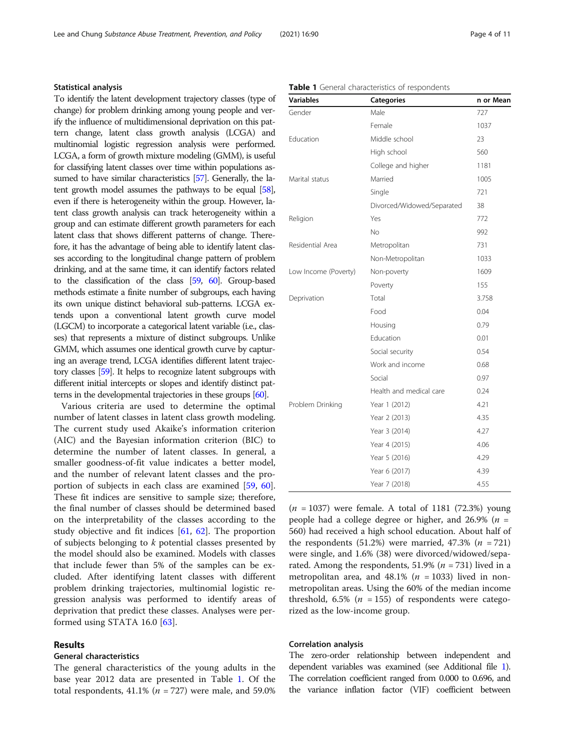### Statistical analysis

To identify the latent development trajectory classes (type of change) for problem drinking among young people and verify the influence of multidimensional deprivation on this pattern change, latent class growth analysis (LCGA) and multinomial logistic regression analysis were performed. LCGA, a form of growth mixture modeling (GMM), is useful for classifying latent classes over time within populations assumed to have similar characteristics [57]. Generally, the latent growth model assumes the pathways to be equal [58], even if there is heterogeneity within the group. However, latent class growth analysis can track heterogeneity within a group and can estimate different growth parameters for each latent class that shows different patterns of change. Therefore, it has the advantage of being able to identify latent classes according to the longitudinal change pattern of problem drinking, and at the same time, it can identify factors related to the classification of the class [59, 60]. Group-based methods estimate a finite number of subgroups, each having its own unique distinct behavioral sub-patterns. LCGA extends upon a conventional latent growth curve model (LGCM) to incorporate a categorical latent variable (i.e., classes) that represents a mixture of distinct subgroups. Unlike GMM, which assumes one identical growth curve by capturing an average trend, LCGA identifies different latent trajectory classes [59]. It helps to recognize latent subgroups with different initial intercepts or slopes and identify distinct patterns in the developmental trajectories in these groups [60].

Various criteria are used to determine the optimal number of latent classes in latent class growth modeling. The current study used Akaike's information criterion (AIC) and the Bayesian information criterion (BIC) to determine the number of latent classes. In general, a smaller goodness-of-fit value indicates a better model, and the number of relevant latent classes and the proportion of subjects in each class are examined [59, 60]. These fit indices are sensitive to sample size; therefore, the final number of classes should be determined based on the interpretability of the classes according to the study objective and fit indices [61, 62]. The proportion of subjects belonging to $k$ potential classes presented by the model should also be examined. Models with classes that include fewer than 5% of the samples can be excluded. After identifying latent classes with different problem drinking trajectories, multinomial logistic regression analysis was performed to identify areas of deprivation that predict these classes. Analyses were performed using STATA 16.0 [63].

## Results

### General characteristics

The general characteristics of the young adults in the base year 2012 data are presented in Table 1. Of the total respondents, 41.1% ($n$ = 727) were male, and 59.0% ($n$ = 1037) were female. A total of 1181 (72.3%) young people had a college degree or higher, and 26.9% ($n$ = 560) had received a high school education. About half of the respondents (51.2%) were married, 47.3% ($n$ = 721) were single, and 1.6% (38) were divorced/widowed/separated. Among the respondents, 51.9% ($n$ = 731) lived in a metropolitan area, and 48.1% ($n$ = 1033) lived in non-metropolitan areas. Using the 60% of the median income threshold, 6.5% ($n$ = 155) of respondents were categorized as the low-income group.

**Table 1** General characteristics of respondents

| Variables | Categories | n or Mean |
|---|---|---|
| Gender | Male | 727 |
| | Female | 1037 |
| Education | Middle school | 23 |
| | High school | 560 |
| | College and higher | 1181 |
| Marital status | Married | 1005 |
| | Single | 721 |
| | Divorced/Widowed/Separated | 38 |
| Religion | Yes | 772 |
| | No | 992 |
| Residential Area | Metropolitan | 731 |
| | Non-Metropolitan | 1033 |
| Low Income (Poverty) | Non-poverty | 1609 |
| | Poverty | 155 |
| Deprivation | Total | 3.758 |
| | Food | 0.04 |
| | Housing | 0.79 |
| | Education | 0.01 |
| | Social security | 0.54 |
| | Work and income | 0.68 |
| | Social | 0.97 |
| | Health and medical care | 0.24 |
| Problem Drinking | Year 1 (2012) | 4.21 |
| | Year 2 (2013) | 4.35 |
| | Year 3 (2014) | 4.27 |
| | Year 4 (2015) | 4.06 |
| | Year 5 (2016) | 4.29 |
| | Year 6 (2017) | 4.39 |
| | Year 7 (2018) | 4.55 |

### Correlation analysis

The zero-order relationship between independent and dependent variables was examined (see Additional file 1). The correlation coefficient ranged from 0.000 to 0.696, and the variance inflation factor (VIF) coefficient between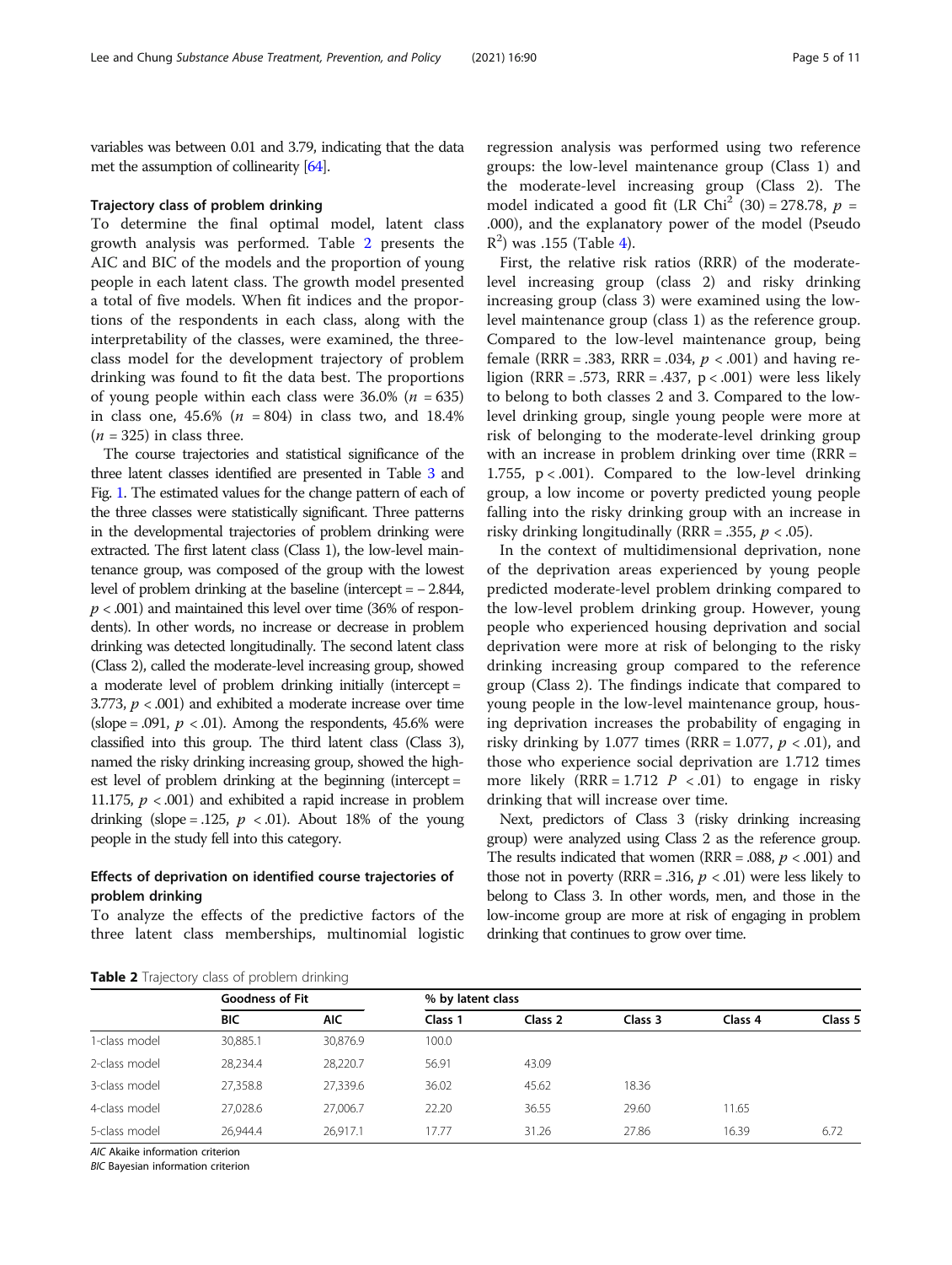variables was between 0.01 and 3.79, indicating that the data met the assumption of collinearity [64].

### Trajectory class of problem drinking

To determine the final optimal model, latent class growth analysis was performed. Table 2 presents the AIC and BIC of the models and the proportion of young people in each latent class. The growth model presented a total of five models. When fit indices and the proportions of the respondents in each class, along with the interpretability of the classes, were examined, the three-class model for the development trajectory of problem drinking was found to fit the data best. The proportions of young people within each class were 36.0% ($n$ = 635) in class one, 45.6% ($n$ = 804) in class two, and 18.4% ($n$ = 325) in class three.

The course trajectories and statistical significance of the three latent classes identified are presented in Table 3 and Fig. 1. The estimated values for the change pattern of each of the three classes were statistically significant. Three patterns in the developmental trajectories of problem drinking were extracted. The first latent class (Class 1), the low-level maintenance group, was composed of the group with the lowest level of problem drinking at the baseline (intercept = − 2.844, $p < .001$) and maintained this level over time (36% of respondents). In other words, no increase or decrease in problem drinking was detected longitudinally. The second latent class (Class 2), called the moderate-level increasing group, showed a moderate level of problem drinking initially (intercept = 3.773, $p < .001$) and exhibited a moderate increase over time (slope = .091, $p < .01$). Among the respondents, 45.6% were classified into this group. The third latent class (Class 3), named the risky drinking increasing group, showed the highest level of problem drinking at the beginning (intercept = 11.175, $p < .001$) and exhibited a rapid increase in problem drinking (slope = .125, $p < .01$). About 18% of the young people in the study fell into this category.

### Effects of deprivation on identified course trajectories of problem drinking

To analyze the effects of the predictive factors of the three latent class memberships, multinomial logistic regression analysis was performed using two reference groups: the low-level maintenance group (Class 1) and the moderate-level increasing group (Class 2). The model indicated a good fit (LR $\text{Chi}^2$ (30) = 278.78, $p$ = .000), and the explanatory power of the model (Pseudo $R^2$) was .155 (Table 4).

First, the relative risk ratios (RRR) of the moderate-level increasing group (class 2) and risky drinking increasing group (class 3) were examined using the low-level maintenance group (class 1) as the reference group. Compared to the low-level maintenance group, being female (RRR = .383, RRR = .034, $p < .001$) and having religion (RRR = .573, RRR = .437, $p < .001$) were less likely to belong to both classes 2 and 3. Compared to the low-level drinking group, single young people were more at risk of belonging to the moderate-level drinking group with an increase in problem drinking over time (RRR = 1.755, $p < .001$). Compared to the low-level drinking group, a low income or poverty predicted young people falling into the risky drinking group with an increase in risky drinking longitudinally (RRR = .355, $p < .05$).

In the context of multidimensional deprivation, none of the deprivation areas experienced by young people predicted moderate-level problem drinking compared to the low-level problem drinking group. However, young people who experienced housing deprivation and social deprivation were more at risk of belonging to the risky drinking increasing group compared to the reference group (Class 2). The findings indicate that compared to young people in the low-level maintenance group, housing deprivation increases the probability of engaging in risky drinking by 1.077 times (RRR = 1.077, $p < .01$), and those who experience social deprivation are 1.712 times more likely (RRR = 1.712 $P < .01$) to engage in risky drinking that will increase over time.

Next, predictors of Class 3 (risky drinking increasing group) were analyzed using Class 2 as the reference group. The results indicated that women (RRR = .088, $p < .001$) and those not in poverty (RRR = .316, $p < .01$) were less likely to belong to Class 3. In other words, men, and those in the low-income group are more at risk of engaging in problem drinking that continues to grow over time.

**Table 2** Trajectory class of problem drinking

| | Goodness of Fit | | % by latent class | | | | |
|---|---|---|---|---|---|---|---|
| | BIC | AIC | Class 1 | Class 2 | Class 3 | Class 4 | Class 5 |
| 1-class model | 30,885.1 | 30,876.9 | 100.0 | | | | |
| 2-class model | 28,234.4 | 28,220.7 | 56.91 | 43.09 | | | |
| 3-class model | 27,358.8 | 27,339.6 | 36.02 | 45.62 | 18.36 | | |
| 4-class model | 27,028.6 | 27,006.7 | 22.20 | 36.55 | 29.60 | 11.65 | |
| 5-class model | 26,944.4 | 26,917.1 | 17.77 | 31.26 | 27.86 | 16.39 | 6.72 |

*AIC* Akaike information criterion
*BIC* Bayesian information criterion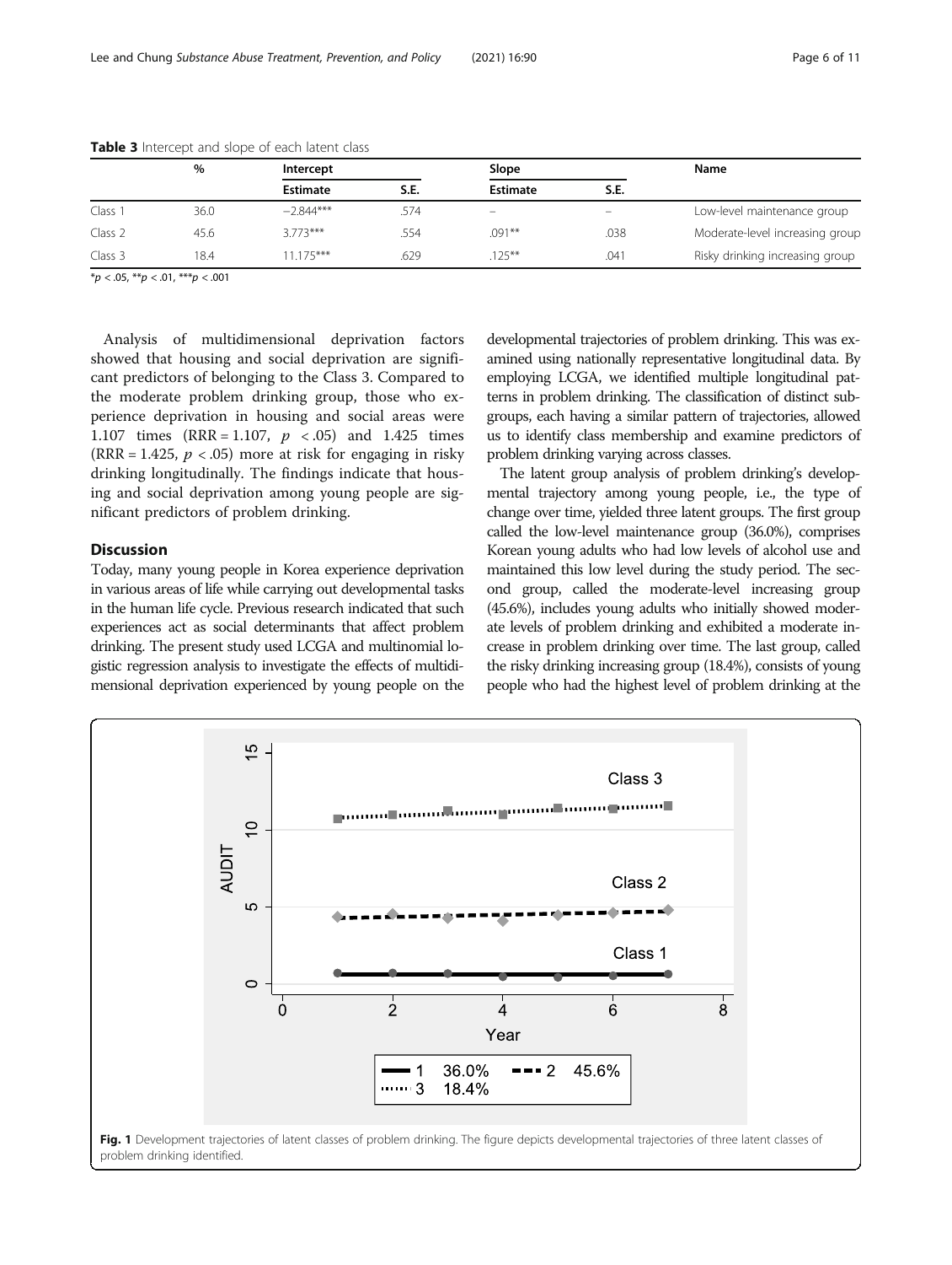**Table 3** Intercept and slope of each latent class

| | % | Intercept | | Slope | | Name |
|---|---|---|---|---|---|---|
| | | Estimate | S.E. | Estimate | S.E. | |
| Class 1 | 36.0 | −2.844*** | .574 | – | – | Low-level maintenance group |
| Class 2 | 45.6 | 3.773*** | .554 | .091** | .038 | Moderate-level increasing group |
| Class 3 | 18.4 | 11.175*** | .629 | .125** | .041 | Risky drinking increasing group |

*$p < .05$, **$p < .01$, ***$p < .001$

Analysis of multidimensional deprivation factors showed that housing and social deprivation are significant predictors of belonging to the Class 3. Compared to the moderate problem drinking group, those who experience deprivation in housing and social areas were 1.107 times (RRR = 1.107, $p < .05$) and 1.425 times (RRR = 1.425, $p < .05$) more at risk for engaging in risky drinking longitudinally. The findings indicate that housing and social deprivation among young people are significant predictors of problem drinking.

## Discussion

Today, many young people in Korea experience deprivation in various areas of life while carrying out developmental tasks in the human life cycle. Previous research indicated that such experiences act as social determinants that affect problem drinking. The present study used LCGA and multinomial logistic regression analysis to investigate the effects of multidimensional deprivation experienced by young people on the developmental trajectories of problem drinking. This was examined using nationally representative longitudinal data. By employing LCGA, we identified multiple longitudinal patterns in problem drinking. The classification of distinct subgroups, each having a similar pattern of trajectories, allowed us to identify class membership and examine predictors of problem drinking varying across classes.

The latent group analysis of problem drinking's developmental trajectory among young people, i.e., the type of change over time, yielded three latent groups. The first group called the low-level maintenance group (36.0%), comprises Korean young adults who had low levels of alcohol use and maintained this low level during the study period. The second group, called the moderate-level increasing group (45.6%), includes young adults who initially showed moderate levels of problem drinking and exhibited a moderate increase in problem drinking over time. The last group, called the risky drinking increasing group (18.4%), consists of young people who had the highest level of problem drinking at the

**Fig. 1** Development trajectories of latent classes of problem drinking. The figure depicts developmental trajectories of three latent classes of problem drinking identified.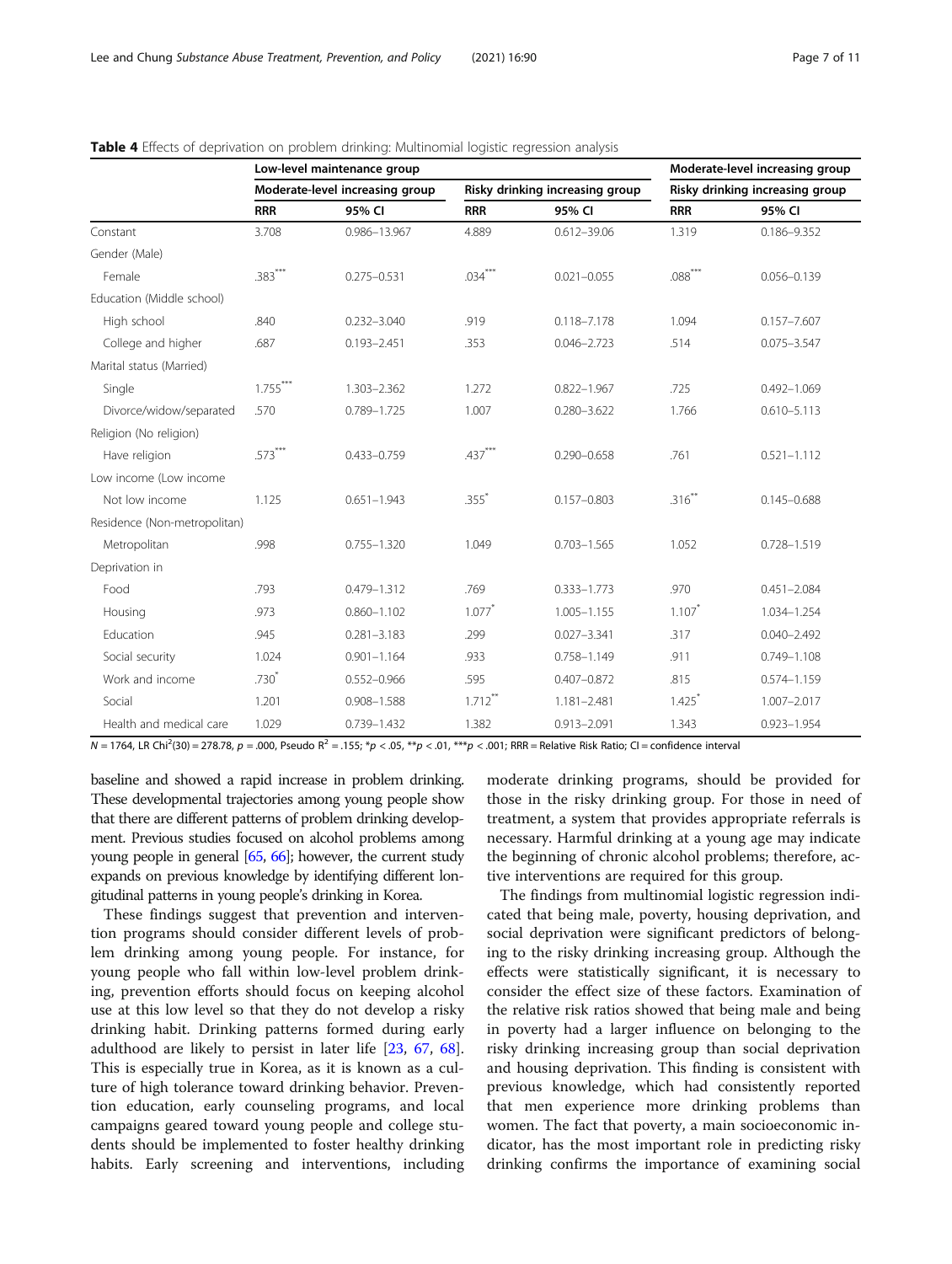**Table 4** Effects of deprivation on problem drinking: Multinomial logistic regression analysis

| | Low-level maintenance group | | | | Moderate-level increasing group | |
|---|---|---|---|---|---|---|
| | Moderate-level increasing group | | Risky drinking increasing group | | Risky drinking increasing group | |
| | RRR | 95% CI | RRR | 95% CI | RRR | 95% CI |
| Constant | 3.708 | 0.986–13.967 | 4.889 | 0.612–39.06 | 1.319 | 0.186–9.352 |
| Gender (Male) | | | | | | |
| Female | .383*** | 0.275–0.531 | .034*** | 0.021–0.055 | .088*** | 0.056–0.139 |
| Education (Middle school) | | | | | | |
| High school | .840 | 0.232–3.040 | .919 | 0.118–7.178 | 1.094 | 0.157–7.607 |
| College and higher | .687 | 0.193–2.451 | .353 | 0.046–2.723 | .514 | 0.075–3.547 |
| Marital status (Married) | | | | | | |
| Single | 1.755*** | 1.303–2.362 | 1.272 | 0.822–1.967 | .725 | 0.492–1.069 |
| Divorce/widow/separated | .570 | 0.789–1.725 | 1.007 | 0.280–3.622 | 1.766 | 0.610–5.113 |
| Religion (No religion) | | | | | | |
| Have religion | .573*** | 0.433–0.759 | .437*** | 0.290–0.658 | .761 | 0.521–1.112 |
| Low income (Low income | | | | | | |
| Not low income | 1.125 | 0.651–1.943 | .355* | 0.157–0.803 | .316** | 0.145–0.688 |
| Residence (Non-metropolitan) | | | | | | |
| Metropolitan | .998 | 0.755–1.320 | 1.049 | 0.703–1.565 | 1.052 | 0.728–1.519 |
| Deprivation in | | | | | | |
| Food | .793 | 0.479–1.312 | .769 | 0.333–1.773 | .970 | 0.451–2.084 |
| Housing | .973 | 0.860–1.102 | 1.077* | 1.005–1.155 | 1.107* | 1.034–1.254 |
| Education | .945 | 0.281–3.183 | .299 | 0.027–3.341 | .317 | 0.040–2.492 |
| Social security | 1.024 | 0.901–1.164 | .933 | 0.758–1.149 | .911 | 0.749–1.108 |
| Work and income | .730* | 0.552–0.966 | .595 | 0.407–0.872 | .815 | 0.574–1.159 |
| Social | 1.201 | 0.908–1.588 | 1.712** | 1.181–2.481 | 1.425* | 1.007–2.017 |
| Health and medical care | 1.029 | 0.739–1.432 | 1.382 | 0.913–2.091 | 1.343 | 0.923–1.954 |

$N = 1764$, LR $Chi^2(30) = 278.78$, $p = .000$, Pseudo $R^2 = .155$; *$p < .05$, **$p < .01$, ***$p < .001$; RRR = Relative Risk Ratio; CI = confidence interval

baseline and showed a rapid increase in problem drinking. These developmental trajectories among young people show that there are different patterns of problem drinking development. Previous studies focused on alcohol problems among young people in general [65, 66]; however, the current study expands on previous knowledge by identifying different longitudinal patterns in young people's drinking in Korea.

These findings suggest that prevention and intervention programs should consider different levels of problem drinking among young people. For instance, for young people who fall within low-level problem drinking, prevention efforts should focus on keeping alcohol use at this low level so that they do not develop a risky drinking habit. Drinking patterns formed during early adulthood are likely to persist in later life [23, 67, 68]. This is especially true in Korea, as it is known as a culture of high tolerance toward drinking behavior. Prevention education, early counseling programs, and local campaigns geared toward young people and college students should be implemented to foster healthy drinking habits. Early screening and interventions, including moderate drinking programs, should be provided for those in the risky drinking group. For those in need of treatment, a system that provides appropriate referrals is necessary. Harmful drinking at a young age may indicate the beginning of chronic alcohol problems; therefore, active interventions are required for this group.

The findings from multinomial logistic regression indicated that being male, poverty, housing deprivation, and social deprivation were significant predictors of belonging to the risky drinking increasing group. Although the effects were statistically significant, it is necessary to consider the effect size of these factors. Examination of the relative risk ratios showed that being male and being in poverty had a larger influence on belonging to the risky drinking increasing group than social deprivation and housing deprivation. This finding is consistent with previous knowledge, which had consistently reported that men experience more drinking problems than women. The fact that poverty, a main socioeconomic indicator, has the most important role in predicting risky drinking confirms the importance of examining social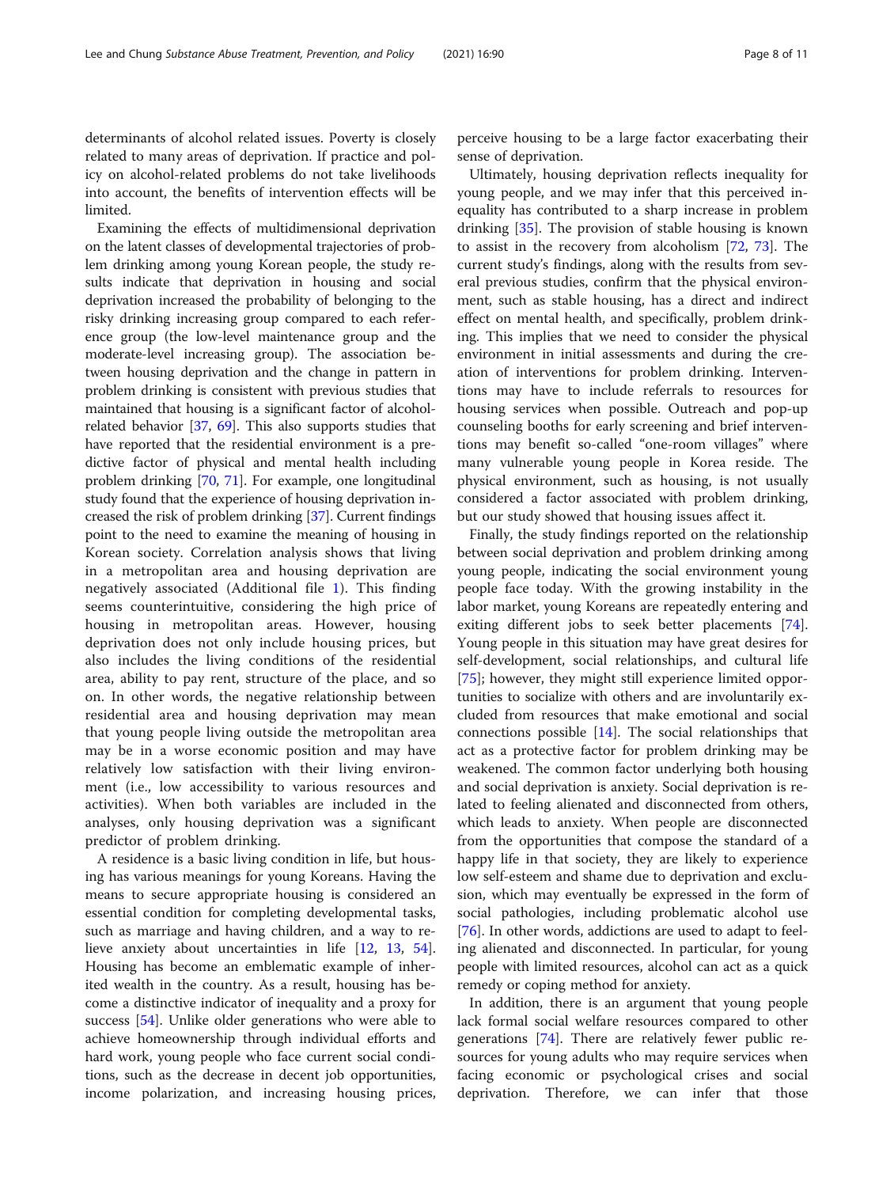determinants of alcohol related issues. Poverty is closely related to many areas of deprivation. If practice and policy on alcohol-related problems do not take livelihoods into account, the benefits of intervention effects will be limited.

Examining the effects of multidimensional deprivation on the latent classes of developmental trajectories of problem drinking among young Korean people, the study results indicate that deprivation in housing and social deprivation increased the probability of belonging to the risky drinking increasing group compared to each reference group (the low-level maintenance group and the moderate-level increasing group). The association between housing deprivation and the change in pattern in problem drinking is consistent with previous studies that maintained that housing is a significant factor of alcohol-related behavior [37, 69]. This also supports studies that have reported that the residential environment is a predictive factor of physical and mental health including problem drinking [70, 71]. For example, one longitudinal study found that the experience of housing deprivation increased the risk of problem drinking [37]. Current findings point to the need to examine the meaning of housing in Korean society. Correlation analysis shows that living in a metropolitan area and housing deprivation are negatively associated (Additional file 1). This finding seems counterintuitive, considering the high price of housing in metropolitan areas. However, housing deprivation does not only include housing prices, but also includes the living conditions of the residential area, ability to pay rent, structure of the place, and so on. In other words, the negative relationship between residential area and housing deprivation may mean that young people living outside the metropolitan area may be in a worse economic position and may have relatively low satisfaction with their living environment (i.e., low accessibility to various resources and activities). When both variables are included in the analyses, only housing deprivation was a significant predictor of problem drinking.

A residence is a basic living condition in life, but housing has various meanings for young Koreans. Having the means to secure appropriate housing is considered an essential condition for completing developmental tasks, such as marriage and having children, and a way to relieve anxiety about uncertainties in life [12, 13, 54]. Housing has become an emblematic example of inherited wealth in the country. As a result, housing has become a distinctive indicator of inequality and a proxy for success [54]. Unlike older generations who were able to achieve homeownership through individual efforts and hard work, young people who face current social conditions, such as the decrease in decent job opportunities, income polarization, and increasing housing prices, perceive housing to be a large factor exacerbating their sense of deprivation.

Ultimately, housing deprivation reflects inequality for young people, and we may infer that this perceived inequality has contributed to a sharp increase in problem drinking [35]. The provision of stable housing is known to assist in the recovery from alcoholism [72, 73]. The current study's findings, along with the results from several previous studies, confirm that the physical environment, such as stable housing, has a direct and indirect effect on mental health, and specifically, problem drinking. This implies that we need to consider the physical environment in initial assessments and during the creation of interventions for problem drinking. Interventions may have to include referrals to resources for housing services when possible. Outreach and pop-up counseling booths for early screening and brief interventions may benefit so-called "one-room villages" where many vulnerable young people in Korea reside. The physical environment, such as housing, is not usually considered a factor associated with problem drinking, but our study showed that housing issues affect it.

Finally, the study findings reported on the relationship between social deprivation and problem drinking among young people, indicating the social environment young people face today. With the growing instability in the labor market, young Koreans are repeatedly entering and exiting different jobs to seek better placements [74]. Young people in this situation may have great desires for self-development, social relationships, and cultural life [75]; however, they might still experience limited opportunities to socialize with others and are involuntarily excluded from resources that make emotional and social connections possible [14]. The social relationships that act as a protective factor for problem drinking may be weakened. The common factor underlying both housing and social deprivation is anxiety. Social deprivation is related to feeling alienated and disconnected from others, which leads to anxiety. When people are disconnected from the opportunities that compose the standard of a happy life in that society, they are likely to experience low self-esteem and shame due to deprivation and exclusion, which may eventually be expressed in the form of social pathologies, including problematic alcohol use [76]. In other words, addictions are used to adapt to feeling alienated and disconnected. In particular, for young people with limited resources, alcohol can act as a quick remedy or coping method for anxiety.

In addition, there is an argument that young people lack formal social welfare resources compared to other generations [74]. There are relatively fewer public resources for young adults who may require services when facing economic or psychological crises and social deprivation. Therefore, we can infer that those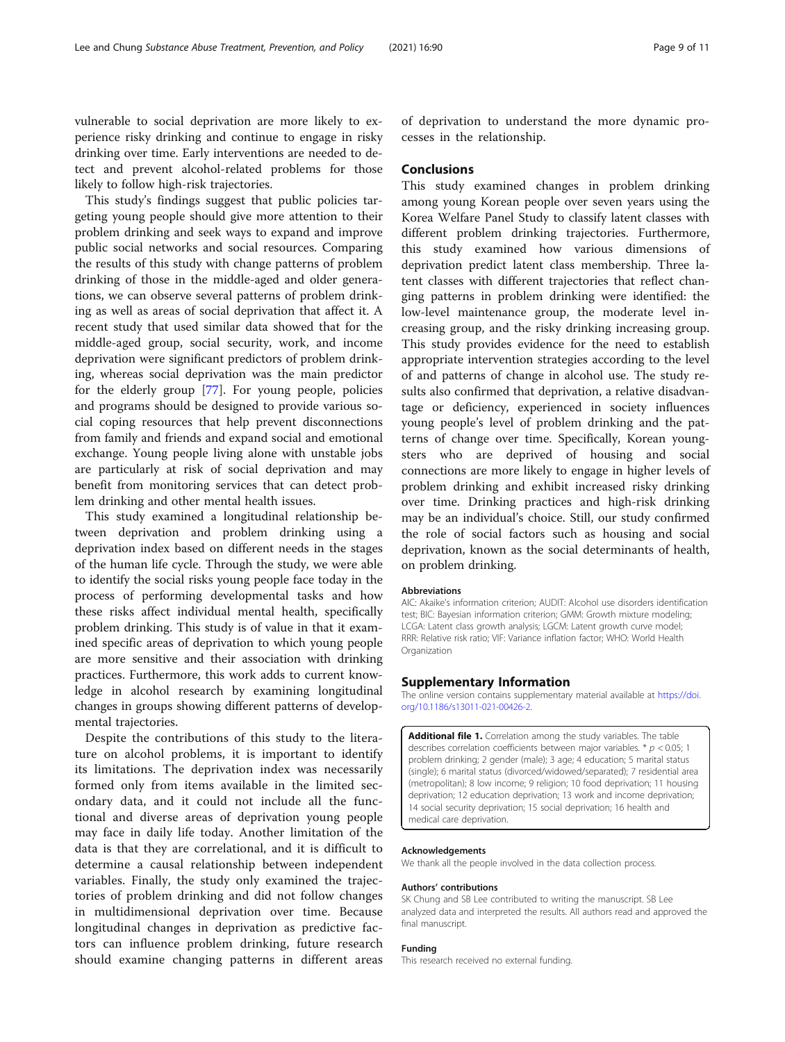vulnerable to social deprivation are more likely to experience risky drinking and continue to engage in risky drinking over time. Early interventions are needed to detect and prevent alcohol-related problems for those likely to follow high-risk trajectories.

This study's findings suggest that public policies targeting young people should give more attention to their problem drinking and seek ways to expand and improve public social networks and social resources. Comparing the results of this study with change patterns of problem drinking of those in the middle-aged and older generations, we can observe several patterns of problem drinking as well as areas of social deprivation that affect it. A recent study that used similar data showed that for the middle-aged group, social security, work, and income deprivation were significant predictors of problem drinking, whereas social deprivation was the main predictor for the elderly group [77]. For young people, policies and programs should be designed to provide various social coping resources that help prevent disconnections from family and friends and expand social and emotional exchange. Young people living alone with unstable jobs are particularly at risk of social deprivation and may benefit from monitoring services that can detect problem drinking and other mental health issues.

This study examined a longitudinal relationship between deprivation and problem drinking using a deprivation index based on different needs in the stages of the human life cycle. Through the study, we were able to identify the social risks young people face today in the process of performing developmental tasks and how these risks affect individual mental health, specifically problem drinking. This study is of value in that it examined specific areas of deprivation to which young people are more sensitive and their association with drinking practices. Furthermore, this work adds to current knowledge in alcohol research by examining longitudinal changes in groups showing different patterns of developmental trajectories.

Despite the contributions of this study to the literature on alcohol problems, it is important to identify its limitations. The deprivation index was necessarily formed only from items available in the limited secondary data, and it could not include all the functional and diverse areas of deprivation young people may face in daily life today. Another limitation of the data is that they are correlational, and it is difficult to determine a causal relationship between independent variables. Finally, the study only examined the trajectories of problem drinking and did not follow changes in multidimensional deprivation over time. Because longitudinal changes in deprivation as predictive factors can influence problem drinking, future research should examine changing patterns in different areas of deprivation to understand the more dynamic processes in the relationship.

## Conclusions

This study examined changes in problem drinking among young Korean people over seven years using the Korea Welfare Panel Study to classify latent classes with different problem drinking trajectories. Furthermore, this study examined how various dimensions of deprivation predict latent class membership. Three latent classes with different trajectories that reflect changing patterns in problem drinking were identified: the low-level maintenance group, the moderate level increasing group, and the risky drinking increasing group. This study provides evidence for the need to establish appropriate intervention strategies according to the level of and patterns of change in alcohol use. The study results also confirmed that deprivation, a relative disadvantage or deficiency, experienced in society influences young people's level of problem drinking and the patterns of change over time. Specifically, Korean youngsters who are deprived of housing and social connections are more likely to engage in higher levels of problem drinking and exhibit increased risky drinking over time. Drinking practices and high-risk drinking may be an individual's choice. Still, our study confirmed the role of social factors such as housing and social deprivation, known as the social determinants of health, on problem drinking.

#### Abbreviations

AIC: Akaike's information criterion; AUDIT: Alcohol use disorders identification test; BIC: Bayesian information criterion; GMM: Growth mixture modeling; LCGA: Latent class growth analysis; LGCM: Latent growth curve model; RRR: Relative risk ratio; VIF: Variance inflation factor; WHO: World Health Organization

## Supplementary Information

The online version contains supplementary material available at https://doi.org/10.1186/s13011-021-00426-2.

**Additional file 1.** Correlation among the study variables. The table describes correlation coefficients between major variables. * $p < 0.05$; 1 problem drinking; 2 gender (male); 3 age; 4 education; 5 marital status (single); 6 marital status (divorced/widowed/separated); 7 residential area (metropolitan); 8 low income; 9 religion; 10 food deprivation; 11 housing deprivation; 12 education deprivation; 13 work and income deprivation; 14 social security deprivation; 15 social deprivation; 16 health and medical care deprivation.

#### Acknowledgements

We thank all the people involved in the data collection process.

#### Authors' contributions

SK Chung and SB Lee contributed to writing the manuscript. SB Lee analyzed data and interpreted the results. All authors read and approved the final manuscript.

#### Funding

This research received no external funding.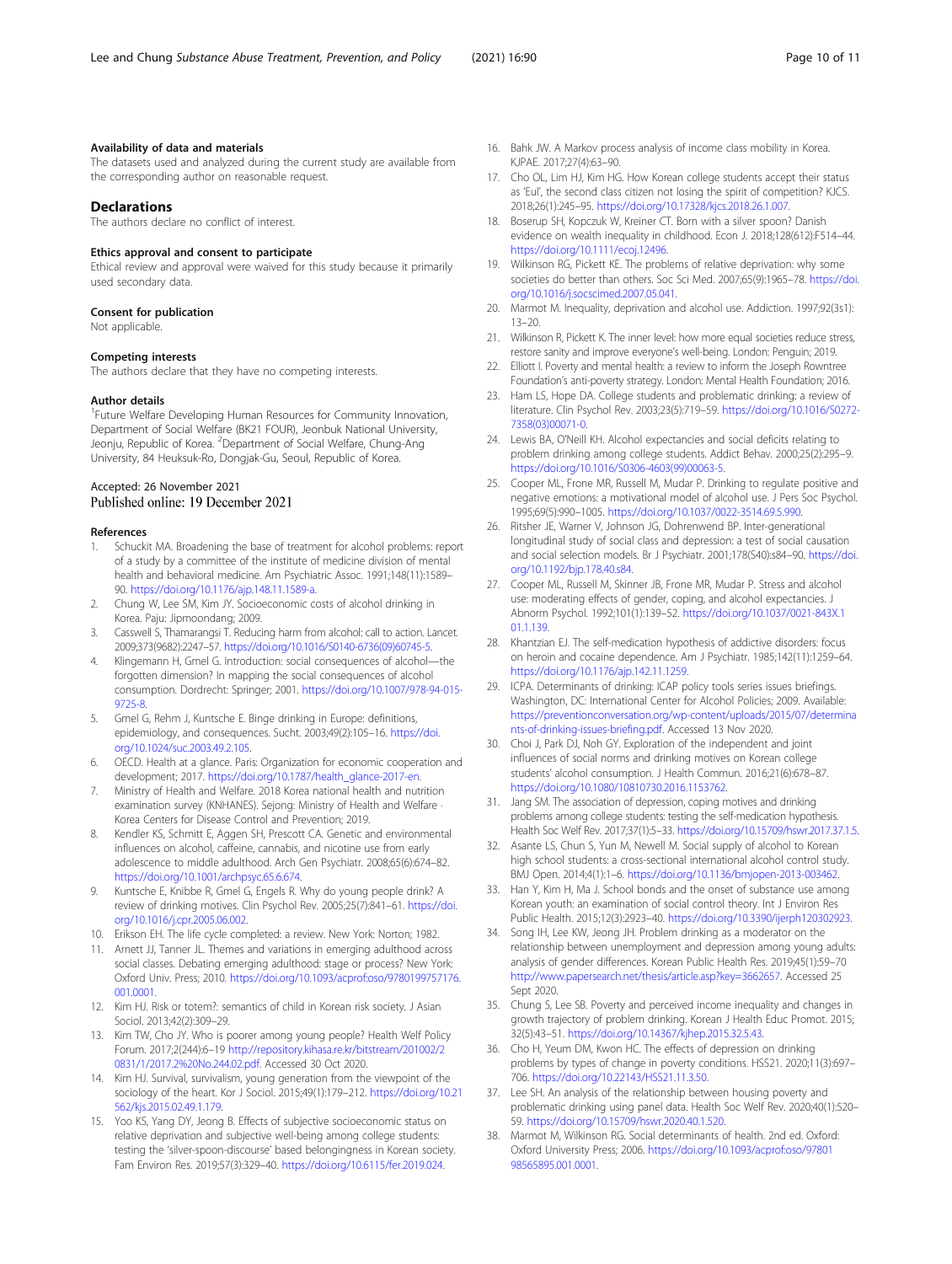#### Availability of data and materials

The datasets used and analyzed during the current study are available from the corresponding author on reasonable request.

## Declarations

The authors declare no conflict of interest.

#### Ethics approval and consent to participate

Ethical review and approval were waived for this study because it primarily used secondary data.

#### Consent for publication

Not applicable.

#### Competing interests

The authors declare that they have no competing interests.

#### Author details

[1]Future Welfare Developing Human Resources for Community Innovation, Department of Social Welfare (BK21 FOUR), Jeonbuk National University, Jeonju, Republic of Korea. [2]Department of Social Welfare, Chung-Ang University, 84 Heuksuk-Ro, Dongjak-Gu, Seoul, Republic of Korea.

Accepted: 26 November 2021
Published online: 19 December 2021

#### References

1. Schuckit MA. Broadening the base of treatment for alcohol problems: report of a study by a committee of the institute of medicine division of mental health and behavioral medicine. Am Psychiatric Assoc. 1991;148(11):1589–90. https://doi.org/10.1176/ajp.148.11.1589-a.
2. Chung W, Lee SM, Kim JY. Socioeconomic costs of alcohol drinking in Korea. Paju: Jipmoondang; 2009.
3. Casswell S, Thamarangsi T. Reducing harm from alcohol: call to action. Lancet. 2009;373(9682):2247–57. https://doi.org/10.1016/S0140-6736(09)60745-5.
4. Klingemann H, Gmel G. Introduction: social consequences of alcohol—the forgotten dimension? In mapping the social consequences of alcohol consumption. Dordrecht: Springer; 2001. https://doi.org/10.1007/978-94-015-9725-8.
5. Gmel G, Rehm J, Kuntsche E. Binge drinking in Europe: definitions, epidemiology, and consequences. Sucht. 2003;49(2):105–16. https://doi.org/10.1024/suc.2003.49.2.105.
6. OECD. Health at a glance. Paris: Organization for economic cooperation and development; 2017. https://doi.org/10.1787/health_glance-2017-en.
7. Ministry of Health and Welfare. 2018 Korea national health and nutrition examination survey (KNHANES). Sejong: Ministry of Health and Welfare · Korea Centers for Disease Control and Prevention; 2019.
8. Kendler KS, Schmitt E, Aggen SH, Prescott CA. Genetic and environmental influences on alcohol, caffeine, cannabis, and nicotine use from early adolescence to middle adulthood. Arch Gen Psychiatr. 2008;65(6):674–82. https://doi.org/10.1001/archpsyc.65.6.674.
9. Kuntsche E, Knibbe R, Gmel G, Engels R. Why do young people drink? A review of drinking motives. Clin Psychol Rev. 2005;25(7):841–61. https://doi.org/10.1016/j.cpr.2005.06.002.
10. Erikson EH. The life cycle completed: a review. New York: Norton; 1982.
11. Arnett JJ, Tanner JL. Themes and variations in emerging adulthood across social classes. Debating emerging adulthood: stage or process? New York: Oxford Univ. Press; 2010. https://doi.org/10.1093/acprof:oso/9780199757176.001.0001.
12. Kim HJ. Risk or totem?: semantics of child in Korean risk society. J Asian Sociol. 2013;42(2):309–29.
13. Kim TW, Cho JY. Who is poorer among young people? Health Welf Policy Forum. 2017;2(244):6–19 http://repository.kihasa.re.kr/bitstream/201002/20831/1/2017.2%20No.244.02.pdf. Accessed 30 Oct 2020.
14. Kim HJ. Survival, survivalism, young generation from the viewpoint of the sociology of the heart. Kor J Sociol. 2015;49(1):179–212. https://doi.org/10.21562/kjs.2015.02.49.1.179.
15. Yoo KS, Yang DY, Jeong B. Effects of subjective socioeconomic status on relative deprivation and subjective well-being among college students: testing the 'silver-spoon-discourse' based belongingness in Korean society. Fam Environ Res. 2019;57(3):329–40. https://doi.org/10.6115/fer.2019.024.
16. Bahk JW. A Markov process analysis of income class mobility in Korea. KJPAE. 2017;27(4):63–90.
17. Cho OL, Lim HJ, Kim HG. How Korean college students accept their status as 'Eul', the second class citizen not losing the spirit of competition? KJCS. 2018;26(1):245–95. https://doi.org/10.17328/kjcs.2018.26.1.007.
18. Boserup SH, Kopczuk W, Kreiner CT. Born with a silver spoon? Danish evidence on wealth inequality in childhood. Econ J. 2018;128(612):F514–44. https://doi.org/10.1111/ecoj.12496.
19. Wilkinson RG, Pickett KE. The problems of relative deprivation: why some societies do better than others. Soc Sci Med. 2007;65(9):1965–78. https://doi.org/10.1016/j.socscimed.2007.05.041.
20. Marmot M. Inequality, deprivation and alcohol use. Addiction. 1997;92(3s1):13–20.
21. Wilkinson R, Pickett K. The inner level: how more equal societies reduce stress, restore sanity and improve everyone's well-being. London: Penguin; 2019.
22. Elliott I. Poverty and mental health: a review to inform the Joseph Rowntree Foundation's anti-poverty strategy. London: Mental Health Foundation; 2016.
23. Ham LS, Hope DA. College students and problematic drinking: a review of literature. Clin Psychol Rev. 2003;23(5):719–59. https://doi.org/10.1016/S0272-7358(03)00071-0.
24. Lewis BA, O'Neill KH. Alcohol expectancies and social deficits relating to problem drinking among college students. Addict Behav. 2000;25(2):295–9. https://doi.org/10.1016/S0306-4603(99)00063-5.
25. Cooper ML, Frone MR, Russell M, Mudar P. Drinking to regulate positive and negative emotions: a motivational model of alcohol use. J Pers Soc Psychol. 1995;69(5):990–1005. https://doi.org/10.1037/0022-3514.69.5.990.
26. Ritsher JE, Warner V, Johnson JG, Dohrenwend BP. Inter-generational longitudinal study of social class and depression: a test of social causation and social selection models. Br J Psychiatr. 2001;178(S40):s84–90. https://doi.org/10.1192/bjp.178.40.s84.
27. Cooper ML, Russell M, Skinner JB, Frone MR, Mudar P. Stress and alcohol use: moderating effects of gender, coping, and alcohol expectancies. J Abnorm Psychol. 1992;101(1):139–52. https://doi.org/10.1037/0021-843X.101.1.139.
28. Khantzian EJ. The self-medication hypothesis of addictive disorders: focus on heroin and cocaine dependence. Am J Psychiatr. 1985;142(11):1259–64. https://doi.org/10.1176/ajp.142.11.1259.
29. ICPA. Determinants of drinking: ICAP policy tools series issues briefings. Washington, DC: International Center for Alcohol Policies; 2009. Available: https://preventionconversation.org/wp-content/uploads/2015/07/determinants-of-drinking-issues-briefing.pdf. Accessed 13 Nov 2020.
30. Choi J, Park DJ, Noh GY. Exploration of the independent and joint influences of social norms and drinking motives on Korean college students' alcohol consumption. J Health Commun. 2016;21(6):678–87. https://doi.org/10.1080/10810730.2016.1153762.
31. Jang SM. The association of depression, coping motives and drinking problems among college students: testing the self-medication hypothesis. Health Soc Welf Rev. 2017;37(1):5–33. https://doi.org/10.15709/hswr.2017.37.1.5.
32. Asante LS, Chun S, Yun M, Newell M. Social supply of alcohol to Korean high school students: a cross-sectional international alcohol control study. BMJ Open. 2014;4(1):1–6. https://doi.org/10.1136/bmjopen-2013-003462.
33. Han Y, Kim H, Ma J. School bonds and the onset of substance use among Korean youth: an examination of social control theory. Int J Environ Res Public Health. 2015;12(3):2923–40. https://doi.org/10.3390/ijerph120302923.
34. Song IH, Lee KW, Jeong JH. Problem drinking as a moderator on the relationship between unemployment and depression among young adults: analysis of gender differences. Korean Public Health Res. 2019;45(1):59–70 http://www.papersearch.net/thesis/article.asp?key=3662657. Accessed 25 Sept 2020.
35. Chung S, Lee SB. Poverty and perceived income inequality and changes in growth trajectory of problem drinking. Korean J Health Educ Promot. 2015;32(5):43–51. https://doi.org/10.14367/kjhep.2015.32.5.43.
36. Cho H, Yeum DM, Kwon HC. The effects of depression on drinking problems by types of change in poverty conditions. HSS21. 2020;11(3):697–706. https://doi.org/10.22143/HSS21.11.3.50.
37. Lee SH. An analysis of the relationship between housing poverty and problematic drinking using panel data. Health Soc Welf Rev. 2020;40(1):520–59. https://doi.org/10.15709/hswr.2020.40.1.520.
38. Marmot M, Wilkinson RG. Social determinants of health. 2nd ed. Oxford: Oxford University Press; 2006. https://doi.org/10.1093/acprof:oso/9780198565895.001.0001.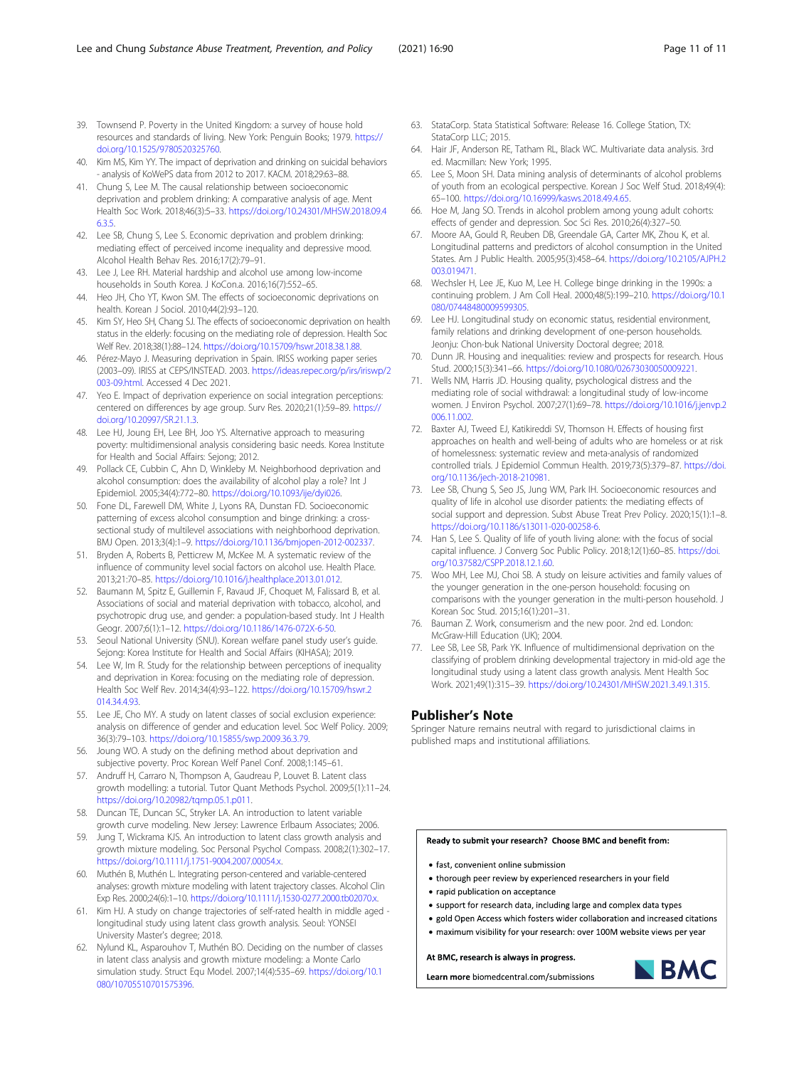39. Townsend P. Poverty in the United Kingdom: a survey of house hold resources and standards of living. New York: Penguin Books; 1979. https://doi.org/10.1525/9780520325760.
40. Kim MS, Kim YY. The impact of deprivation and drinking on suicidal behaviors - analysis of KoWePS data from 2012 to 2017. KACM. 2018;29:63–88.
41. Chung S, Lee M. The causal relationship between socioeconomic deprivation and problem drinking: A comparative analysis of age. Ment Health Soc Work. 2018;46(3):5–33. https://doi.org/10.24301/MHSW.2018.09.46.3.5.
42. Lee SB, Chung S, Lee S. Economic deprivation and problem drinking: mediating effect of perceived income inequality and depressive mood. Alcohol Health Behav Res. 2016;17(2):79–91.
43. Lee J, Lee RH. Material hardship and alcohol use among low-income households in South Korea. J KoCon.a. 2016;16(7):552–65.
44. Heo JH, Cho YT, Kwon SM. The effects of socioeconomic deprivations on health. Korean J Sociol. 2010;44(2):93–120.
45. Kim SY, Heo SH, Chang SJ. The effects of socioeconomic deprivation on health status in the elderly: focusing on the mediating role of depression. Health Soc Welf Rev. 2018;38(1):88–124. https://doi.org/10.15709/hswr.2018.38.1.88.
46. Pérez-Mayo J. Measuring deprivation in Spain. IRISS working paper series (2003–09). IRISS at CEPS/INSTEAD. 2003. https://ideas.repec.org/p/irs/iriswp/2003-09.html. Accessed 4 Dec 2021.
47. Yeo E. Impact of deprivation experience on social integration perceptions: centered on differences by age group. Surv Res. 2020;21(1):59–89. https://doi.org/10.20997/SR.21.1.3.
48. Lee HJ, Joung EH, Lee BH, Joo YS. Alternative approach to measuring poverty: multidimensional analysis considering basic needs. Korea Institute for Health and Social Affairs: Sejong; 2012.
49. Pollack CE, Cubbin C, Ahn D, Winkleby M. Neighborhood deprivation and alcohol consumption: does the availability of alcohol play a role? Int J Epidemiol. 2005;34(4):772–80. https://doi.org/10.1093/ije/dyi026.
50. Fone DL, Farewell DM, White J, Lyons RA, Dunstan FD. Socioeconomic patterning of excess alcohol consumption and binge drinking: a cross-sectional study of multilevel associations with neighborhood deprivation. BMJ Open. 2013;3(4):1–9. https://doi.org/10.1136/bmjopen-2012-002337.
51. Bryden A, Roberts B, Petticrew M, McKee M. A systematic review of the influence of community level social factors on alcohol use. Health Place. 2013;21:70–85. https://doi.org/10.1016/j.healthplace.2013.01.012.
52. Baumann M, Spitz E, Guillemin F, Ravaud JF, Choquet M, Falissard B, et al. Associations of social and material deprivation with tobacco, alcohol, and psychotropic drug use, and gender: a population-based study. Int J Health Geogr. 2007;6(1):1–12. https://doi.org/10.1186/1476-072X-6-50.
53. Seoul National University (SNU). Korean welfare panel study user's guide. Sejong: Korea Institute for Health and Social Affairs (KIHASA); 2019.
54. Lee W, Im R. Study for the relationship between perceptions of inequality and deprivation in Korea: focusing on the mediating role of depression. Health Soc Welf Rev. 2014;34(4):93–122. https://doi.org/10.15709/hswr.2014.34.4.93.
55. Lee JE, Cho MY. A study on latent classes of social exclusion experience: analysis on difference of gender and education level. Soc Welf Policy. 2009;36(3):79–103. https://doi.org/10.15855/swp.2009.36.3.79.
56. Joung WO. A study on the defining method about deprivation and subjective poverty. Proc Korean Welf Panel Conf. 2008;1:145–61.
57. Andruff H, Carraro N, Thompson A, Gaudreau P, Louvet B. Latent class growth modelling: a tutorial. Tutor Quant Methods Psychol. 2009;5(1):11–24. https://doi.org/10.20982/tqmp.05.1.p011.
58. Duncan TE, Duncan SC, Stryker LA. An introduction to latent variable growth curve modeling. New Jersey: Lawrence Erlbaum Associates; 2006.
59. Jung T, Wickrama KJS. An introduction to latent class growth analysis and growth mixture modeling. Soc Personal Psychol Compass. 2008;2(1):302–17. https://doi.org/10.1111/j.1751-9004.2007.00054.x.
60. Muthén B, Muthén L. Integrating person-centered and variable-centered analyses: growth mixture modeling with latent trajectory classes. Alcohol Clin Exp Res. 2000;24(6):1–10. https://doi.org/10.1111/j.1530-0277.2000.tb02070.x.
61. Kim HJ. A study on change trajectories of self-rated health in middle aged - longitudinal study using latent class growth analysis. Seoul: YONSEI University Master's degree; 2018.
62. Nylund KL, Asparouhov T, Muthén BO. Deciding on the number of classes in latent class analysis and growth mixture modeling: a Monte Carlo simulation study. Struct Equ Model. 2007;14(4):535–69. https://doi.org/10.1080/10705510701575396.
63. StataCorp. Stata Statistical Software: Release 16. College Station, TX: StataCorp LLC; 2015.
64. Hair JF, Anderson RE, Tatham RL, Black WC. Multivariate data analysis. 3rd ed. Macmillan: New York; 1995.
65. Lee S, Moon SH. Data mining analysis of determinants of alcohol problems of youth from an ecological perspective. Korean J Soc Welf Stud. 2018;49(4):65–100. https://doi.org/10.16999/kasws.2018.49.4.65.
66. Hoe M, Jang SO. Trends in alcohol problem among young adult cohorts: effects of gender and depression. Soc Sci Res. 2010;26(4):327–50.
67. Moore AA, Gould R, Reuben DB, Greendale GA, Carter MK, Zhou K, et al. Longitudinal patterns and predictors of alcohol consumption in the United States. Am J Public Health. 2005;95(3):458–64. https://doi.org/10.2105/AJPH.2003.019471.
68. Wechsler H, Lee JE, Kuo M, Lee H. College binge drinking in the 1990s: a continuing problem. J Am Coll Heal. 2000;48(5):199–210. https://doi.org/10.1080/07448480009599305.
69. Lee HJ. Longitudinal study on economic status, residential environment, family relations and drinking development of one-person households. Jeonju: Chon-buk National University Doctoral degree; 2018.
70. Dunn JR. Housing and inequalities: review and prospects for research. Hous Stud. 2000;15(3):341–66. https://doi.org/10.1080/02673030050009221.
71. Wells NM, Harris JD. Housing quality, psychological distress and the mediating role of social withdrawal: a longitudinal study of low-income women. J Environ Psychol. 2007;27(1):69–78. https://doi.org/10.1016/j.jenvp.2006.11.002.
72. Baxter AJ, Tweed EJ, Katikireddi SV, Thomson H. Effects of housing first approaches on health and well-being of adults who are homeless or at risk of homelessness: systematic review and meta-analysis of randomized controlled trials. J Epidemiol Commun Health. 2019;73(5):379–87. https://doi.org/10.1136/jech-2018-210981.
73. Lee SB, Chung S, Seo JS, Jung WM, Park IH. Socioeconomic resources and quality of life in alcohol use disorder patients: the mediating effects of social support and depression. Subst Abuse Treat Prev Policy. 2020;15(1):1–8. https://doi.org/10.1186/s13011-020-00258-6.
74. Han S, Lee S. Quality of life of youth living alone: with the focus of social capital influence. J Converg Soc Public Policy. 2018;12(1):60–85. https://doi.org/10.37582/CSPP.2018.12.1.60.
75. Woo MH, Lee MJ, Choi SB. A study on leisure activities and family values of the younger generation in the one-person household: focusing on comparisons with the younger generation in the multi-person household. J Korean Soc Stud. 2015;16(1):201–31.
76. Bauman Z. Work, consumerism and the new poor. 2nd ed. London: McGraw-Hill Education (UK); 2004.
77. Lee SB, Lee SB, Park YK. Influence of multidimensional deprivation on the classifying of problem drinking developmental trajectory in mid-old age the longitudinal study using a latent class growth analysis. Ment Health Soc Work. 2021;49(1):315–39. https://doi.org/10.24301/MHSW.2021.3.49.1.315.

## Publisher's Note

Springer Nature remains neutral with regard to jurisdictional claims in published maps and institutional affiliations.

**Ready to submit your research? Choose BMC and benefit from:**

- fast, convenient online submission
- thorough peer review by experienced researchers in your field
- rapid publication on acceptance
- support for research data, including large and complex data types
- gold Open Access which fosters wider collaboration and increased citations
- maximum visibility for your research: over 100M website views per year

**At BMC, research is always in progress.**

**Learn more** biomedcentral.com/submissions

BMC